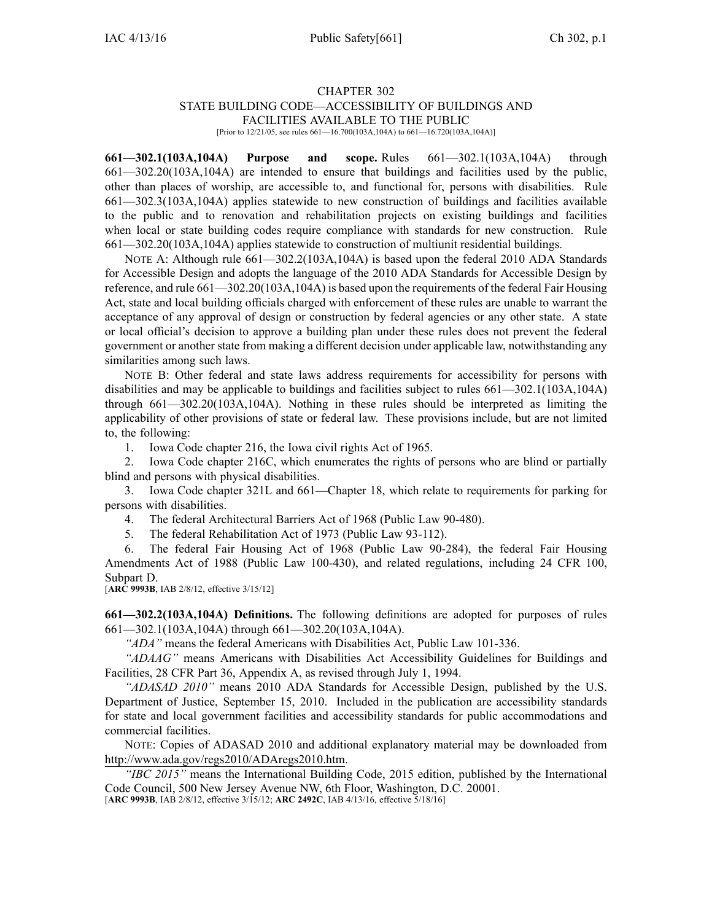# CHAPTER 302
## STATE BUILDING CODE—ACCESSIBILITY OF BUILDINGS AND FACILITIES AVAILABLE TO THE PUBLIC

[Prior to 12/21/05, see rules 661—16.700(103A,104A) to 661—16.720(103A,104A)]

**661—302.1(103A,104A) Purpose and scope.** Rules 661—302.1(103A,104A) through 661—302.20(103A,104A) are intended to ensure that buildings and facilities used by the public, other than places of worship, are accessible to, and functional for, persons with disabilities. Rule 661—302.3(103A,104A) applies statewide to new construction of buildings and facilities available to the public and to renovation and rehabilitation projects on existing buildings and facilities when local or state building codes require compliance with standards for new construction. Rule 661—302.20(103A,104A) applies statewide to construction of multiunit residential buildings.

NOTE A: Although rule 661—302.2(103A,104A) is based upon the federal 2010 ADA Standards for Accessible Design and adopts the language of the 2010 ADA Standards for Accessible Design by reference, and rule 661—302.20(103A,104A) is based upon the requirements of the federal Fair Housing Act, state and local building officials charged with enforcement of these rules are unable to warrant the acceptance of any approval of design or construction by federal agencies or any other state. A state or local official's decision to approve a building plan under these rules does not prevent the federal government or another state from making a different decision under applicable law, notwithstanding any similarities among such laws.

NOTE B: Other federal and state laws address requirements for accessibility for persons with disabilities and may be applicable to buildings and facilities subject to rules 661—302.1(103A,104A) through 661—302.20(103A,104A). Nothing in these rules should be interpreted as limiting the applicability of other provisions of state or federal law. These provisions include, but are not limited to, the following:

1. Iowa Code chapter 216, the Iowa civil rights Act of 1965.
2. Iowa Code chapter 216C, which enumerates the rights of persons who are blind or partially blind and persons with physical disabilities.
3. Iowa Code chapter 321L and 661—Chapter 18, which relate to requirements for parking for persons with disabilities.
4. The federal Architectural Barriers Act of 1968 (Public Law 90-480).
5. The federal Rehabilitation Act of 1973 (Public Law 93-112).
6. The federal Fair Housing Act of 1968 (Public Law 90-284), the federal Fair Housing Amendments Act of 1988 (Public Law 100-430), and related regulations, including 24 CFR 100, Subpart D.

[**ARC 9993B**, IAB 2/8/12, effective 3/15/12]

**661—302.2(103A,104A) Definitions.** The following definitions are adopted for purposes of rules 661—302.1(103A,104A) through 661—302.20(103A,104A).

*"ADA"* means the federal Americans with Disabilities Act, Public Law 101-336.

*"ADAAG"* means Americans with Disabilities Act Accessibility Guidelines for Buildings and Facilities, 28 CFR Part 36, Appendix A, as revised through July 1, 1994.

*"ADASAD 2010"* means 2010 ADA Standards for Accessible Design, published by the U.S. Department of Justice, September 15, 2010. Included in the publication are accessibility standards for state and local government facilities and accessibility standards for public accommodations and commercial facilities.

NOTE: Copies of ADASAD 2010 and additional explanatory material may be downloaded from http://www.ada.gov/regs2010/ADAregs2010.htm.

*"IBC 2015"* means the International Building Code, 2015 edition, published by the International Code Council, 500 New Jersey Avenue NW, 6th Floor, Washington, D.C. 20001.

[**ARC 9993B**, IAB 2/8/12, effective 3/15/12; **ARC 2492C**, IAB 4/13/16, effective 5/18/16]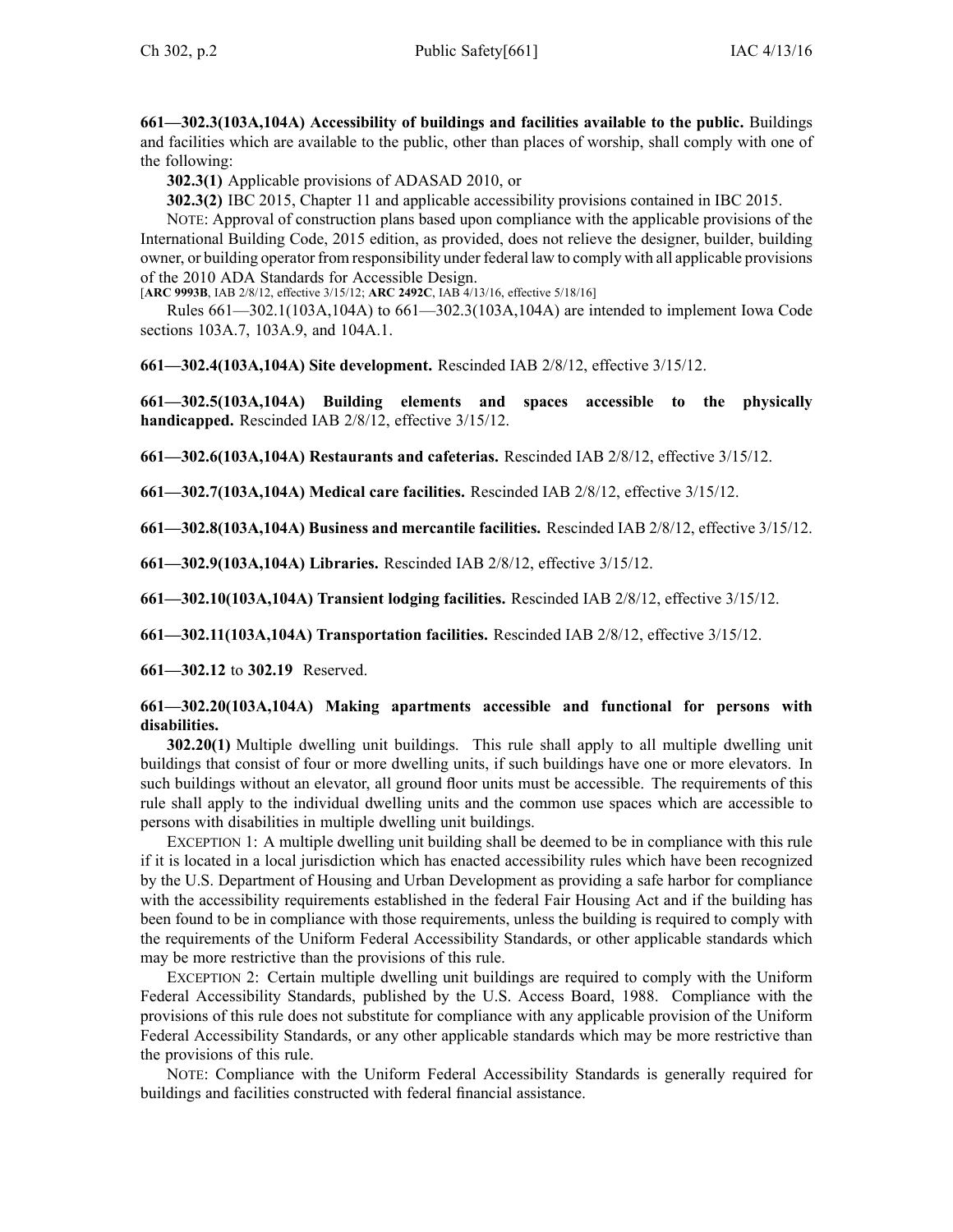**661—302.3(103A,104A) Accessibility of buildings and facilities available to the public.** Buildings and facilities which are available to the public, other than places of worship, shall comply with one of the following:

**302.3(1)** Applicable provisions of ADASAD 2010, or

**302.3(2)** IBC 2015, Chapter 11 and applicable accessibility provisions contained in IBC 2015.

NOTE: Approval of construction plans based upon compliance with the applicable provisions of the International Building Code, 2015 edition, as provided, does not relieve the designer, builder, building owner, or building operator from responsibility under federal law to comply with all applicable provisions of the 2010 ADA Standards for Accessible Design.

[**ARC 9993B**, IAB 2/8/12, effective 3/15/12; **ARC 2492C**, IAB 4/13/16, effective 5/18/16]

Rules 661—302.1(103A,104A) to 661—302.3(103A,104A) are intended to implement Iowa Code sections 103A.7, 103A.9, and 104A.1.

**661—302.4(103A,104A) Site development.** Rescinded IAB 2/8/12, effective 3/15/12.

**661—302.5(103A,104A) Building elements and spaces accessible to the physically handicapped.** Rescinded IAB 2/8/12, effective 3/15/12.

**661—302.6(103A,104A) Restaurants and cafeterias.** Rescinded IAB 2/8/12, effective 3/15/12.

**661—302.7(103A,104A) Medical care facilities.** Rescinded IAB 2/8/12, effective 3/15/12.

**661—302.8(103A,104A) Business and mercantile facilities.** Rescinded IAB 2/8/12, effective 3/15/12.

**661—302.9(103A,104A) Libraries.** Rescinded IAB 2/8/12, effective 3/15/12.

**661—302.10(103A,104A) Transient lodging facilities.** Rescinded IAB 2/8/12, effective 3/15/12.

**661—302.11(103A,104A) Transportation facilities.** Rescinded IAB 2/8/12, effective 3/15/12.

**661—302.12** to **302.19** Reserved.

**661—302.20(103A,104A) Making apartments accessible and functional for persons with disabilities.**

**302.20(1)** Multiple dwelling unit buildings. This rule shall apply to all multiple dwelling unit buildings that consist of four or more dwelling units, if such buildings have one or more elevators. In such buildings without an elevator, all ground floor units must be accessible. The requirements of this rule shall apply to the individual dwelling units and the common use spaces which are accessible to persons with disabilities in multiple dwelling unit buildings.

EXCEPTION 1: A multiple dwelling unit building shall be deemed to be in compliance with this rule if it is located in a local jurisdiction which has enacted accessibility rules which have been recognized by the U.S. Department of Housing and Urban Development as providing a safe harbor for compliance with the accessibility requirements established in the federal Fair Housing Act and if the building has been found to be in compliance with those requirements, unless the building is required to comply with the requirements of the Uniform Federal Accessibility Standards, or other applicable standards which may be more restrictive than the provisions of this rule.

EXCEPTION 2: Certain multiple dwelling unit buildings are required to comply with the Uniform Federal Accessibility Standards, published by the U.S. Access Board, 1988. Compliance with the provisions of this rule does not substitute for compliance with any applicable provision of the Uniform Federal Accessibility Standards, or any other applicable standards which may be more restrictive than the provisions of this rule.

NOTE: Compliance with the Uniform Federal Accessibility Standards is generally required for buildings and facilities constructed with federal financial assistance.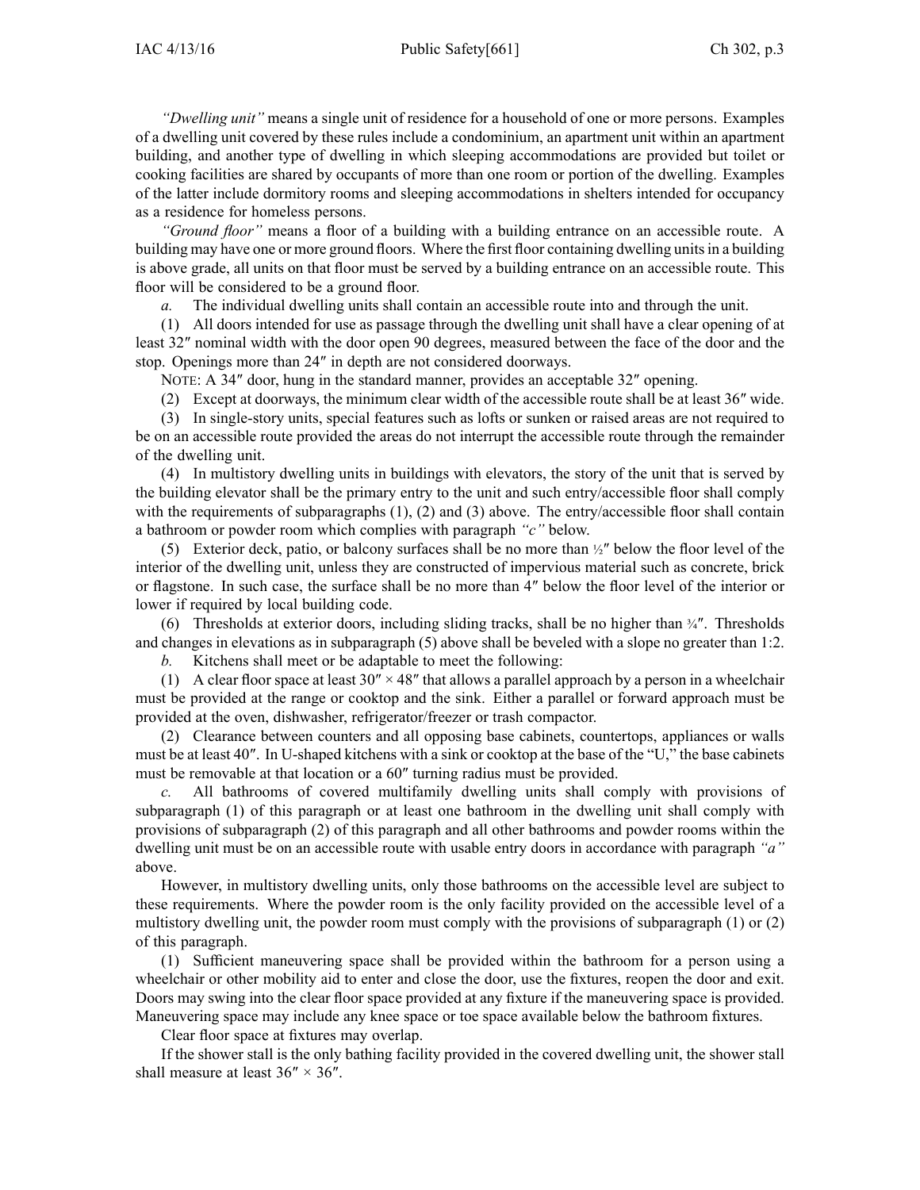*"Dwelling unit"* means a single unit of residence for a household of one or more persons. Examples of a dwelling unit covered by these rules include a condominium, an apartment unit within an apartment building, and another type of dwelling in which sleeping accommodations are provided but toilet or cooking facilities are shared by occupants of more than one room or portion of the dwelling. Examples of the latter include dormitory rooms and sleeping accommodations in shelters intended for occupancy as a residence for homeless persons.

*"Ground floor"* means a floor of a building with a building entrance on an accessible route. A building may have one or more ground floors. Where the first floor containing dwelling units in a building is above grade, all units on that floor must be served by a building entrance on an accessible route. This floor will be considered to be a ground floor.

*a.* The individual dwelling units shall contain an accessible route into and through the unit.

(1) All doors intended for use as passage through the dwelling unit shall have a clear opening of at least 32″ nominal width with the door open 90 degrees, measured between the face of the door and the stop. Openings more than 24″ in depth are not considered doorways.

NOTE: A 34″ door, hung in the standard manner, provides an acceptable 32″ opening.

(2) Except at doorways, the minimum clear width of the accessible route shall be at least 36″ wide.

(3) In single-story units, special features such as lofts or sunken or raised areas are not required to be on an accessible route provided the areas do not interrupt the accessible route through the remainder of the dwelling unit.

(4) In multistory dwelling units in buildings with elevators, the story of the unit that is served by the building elevator shall be the primary entry to the unit and such entry/accessible floor shall comply with the requirements of subparagraphs (1), (2) and (3) above. The entry/accessible floor shall contain a bathroom or powder room which complies with paragraph *"c"* below.

(5) Exterior deck, patio, or balcony surfaces shall be no more than ½″ below the floor level of the interior of the dwelling unit, unless they are constructed of impervious material such as concrete, brick or flagstone. In such case, the surface shall be no more than 4″ below the floor level of the interior or lower if required by local building code.

(6) Thresholds at exterior doors, including sliding tracks, shall be no higher than ¾″. Thresholds and changes in elevations as in subparagraph (5) above shall be beveled with a slope no greater than 1:2.

*b.* Kitchens shall meet or be adaptable to meet the following:

(1) A clear floor space at least 30″ × 48″ that allows a parallel approach by a person in a wheelchair must be provided at the range or cooktop and the sink. Either a parallel or forward approach must be provided at the oven, dishwasher, refrigerator/freezer or trash compactor.

(2) Clearance between counters and all opposing base cabinets, countertops, appliances or walls must be at least 40″. In U-shaped kitchens with a sink or cooktop at the base of the "U," the base cabinets must be removable at that location or a 60″ turning radius must be provided.

*c.* All bathrooms of covered multifamily dwelling units shall comply with provisions of subparagraph (1) of this paragraph or at least one bathroom in the dwelling unit shall comply with provisions of subparagraph (2) of this paragraph and all other bathrooms and powder rooms within the dwelling unit must be on an accessible route with usable entry doors in accordance with paragraph *"a"* above.

However, in multistory dwelling units, only those bathrooms on the accessible level are subject to these requirements. Where the powder room is the only facility provided on the accessible level of a multistory dwelling unit, the powder room must comply with the provisions of subparagraph (1) or (2) of this paragraph.

(1) Sufficient maneuvering space shall be provided within the bathroom for a person using a wheelchair or other mobility aid to enter and close the door, use the fixtures, reopen the door and exit. Doors may swing into the clear floor space provided at any fixture if the maneuvering space is provided. Maneuvering space may include any knee space or toe space available below the bathroom fixtures.

Clear floor space at fixtures may overlap.

If the shower stall is the only bathing facility provided in the covered dwelling unit, the shower stall shall measure at least 36″ × 36″.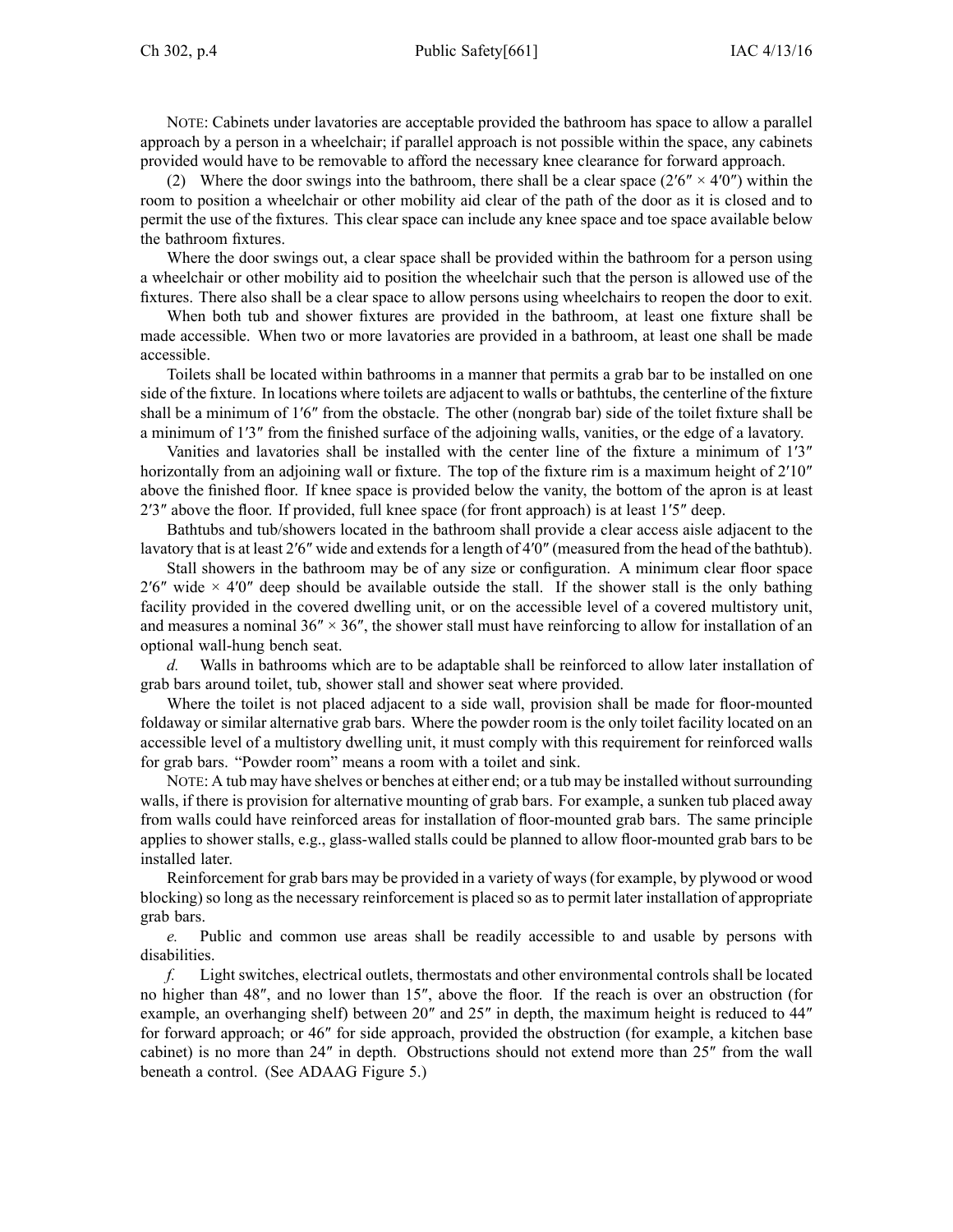NOTE: Cabinets under lavatories are acceptable provided the bathroom has space to allow a parallel approach by a person in a wheelchair; if parallel approach is not possible within the space, any cabinets provided would have to be removable to afford the necessary knee clearance for forward approach.

(2) Where the door swings into the bathroom, there shall be a clear space (2′6″ × 4′0″) within the room to position a wheelchair or other mobility aid clear of the path of the door as it is closed and to permit the use of the fixtures. This clear space can include any knee space and toe space available below the bathroom fixtures.

Where the door swings out, a clear space shall be provided within the bathroom for a person using a wheelchair or other mobility aid to position the wheelchair such that the person is allowed use of the fixtures. There also shall be a clear space to allow persons using wheelchairs to reopen the door to exit.

When both tub and shower fixtures are provided in the bathroom, at least one fixture shall be made accessible. When two or more lavatories are provided in a bathroom, at least one shall be made accessible.

Toilets shall be located within bathrooms in a manner that permits a grab bar to be installed on one side of the fixture. In locations where toilets are adjacent to walls or bathtubs, the centerline of the fixture shall be a minimum of 1′6″ from the obstacle. The other (nongrab bar) side of the toilet fixture shall be a minimum of 1′3″ from the finished surface of the adjoining walls, vanities, or the edge of a lavatory.

Vanities and lavatories shall be installed with the center line of the fixture a minimum of 1′3″ horizontally from an adjoining wall or fixture. The top of the fixture rim is a maximum height of 2′10″ above the finished floor. If knee space is provided below the vanity, the bottom of the apron is at least 2′3″ above the floor. If provided, full knee space (for front approach) is at least 1′5″ deep.

Bathtubs and tub/showers located in the bathroom shall provide a clear access aisle adjacent to the lavatory that is at least 2′6″ wide and extends for a length of 4′0″ (measured from the head of the bathtub).

Stall showers in the bathroom may be of any size or configuration. A minimum clear floor space 2′6″ wide × 4′0″ deep should be available outside the stall. If the shower stall is the only bathing facility provided in the covered dwelling unit, or on the accessible level of a covered multistory unit, and measures a nominal 36″ × 36″, the shower stall must have reinforcing to allow for installation of an optional wall-hung bench seat.

*d.* Walls in bathrooms which are to be adaptable shall be reinforced to allow later installation of grab bars around toilet, tub, shower stall and shower seat where provided.

Where the toilet is not placed adjacent to a side wall, provision shall be made for floor-mounted foldaway or similar alternative grab bars. Where the powder room is the only toilet facility located on an accessible level of a multistory dwelling unit, it must comply with this requirement for reinforced walls for grab bars. "Powder room" means a room with a toilet and sink.

NOTE: A tub may have shelves or benches at either end; or a tub may be installed without surrounding walls, if there is provision for alternative mounting of grab bars. For example, a sunken tub placed away from walls could have reinforced areas for installation of floor-mounted grab bars. The same principle applies to shower stalls, e.g., glass-walled stalls could be planned to allow floor-mounted grab bars to be installed later.

Reinforcement for grab bars may be provided in a variety of ways (for example, by plywood or wood blocking) so long as the necessary reinforcement is placed so as to permit later installation of appropriate grab bars.

*e.* Public and common use areas shall be readily accessible to and usable by persons with disabilities.

*f.* Light switches, electrical outlets, thermostats and other environmental controls shall be located no higher than 48″, and no lower than 15″, above the floor. If the reach is over an obstruction (for example, an overhanging shelf) between 20″ and 25″ in depth, the maximum height is reduced to 44″ for forward approach; or 46″ for side approach, provided the obstruction (for example, a kitchen base cabinet) is no more than 24″ in depth. Obstructions should not extend more than 25″ from the wall beneath a control. (See ADAAG Figure 5.)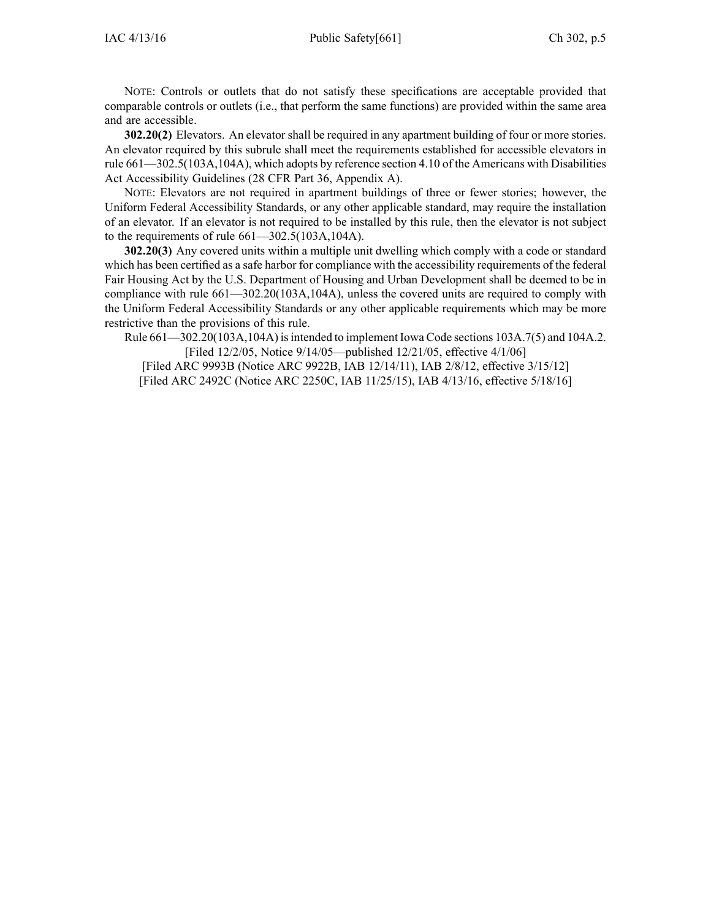NOTE: Controls or outlets that do not satisfy these specifications are acceptable provided that comparable controls or outlets (i.e., that perform the same functions) are provided within the same area and are accessible.

**302.20(2)** Elevators. An elevator shall be required in any apartment building of four or more stories. An elevator required by this subrule shall meet the requirements established for accessible elevators in rule 661—302.5(103A,104A), which adopts by reference section 4.10 of the Americans with Disabilities Act Accessibility Guidelines (28 CFR Part 36, Appendix A).

NOTE: Elevators are not required in apartment buildings of three or fewer stories; however, the Uniform Federal Accessibility Standards, or any other applicable standard, may require the installation of an elevator. If an elevator is not required to be installed by this rule, then the elevator is not subject to the requirements of rule 661—302.5(103A,104A).

**302.20(3)** Any covered units within a multiple unit dwelling which comply with a code or standard which has been certified as a safe harbor for compliance with the accessibility requirements of the federal Fair Housing Act by the U.S. Department of Housing and Urban Development shall be deemed to be in compliance with rule 661—302.20(103A,104A), unless the covered units are required to comply with the Uniform Federal Accessibility Standards or any other applicable requirements which may be more restrictive than the provisions of this rule.

Rule 661—302.20(103A,104A) is intended to implement Iowa Code sections 103A.7(5) and 104A.2.

[Filed 12/2/05, Notice 9/14/05—published 12/21/05, effective 4/1/06]

[Filed ARC 9993B (Notice ARC 9922B, IAB 12/14/11), IAB 2/8/12, effective 3/15/12]

[Filed ARC 2492C (Notice ARC 2250C, IAB 11/25/15), IAB 4/13/16, effective 5/18/16]